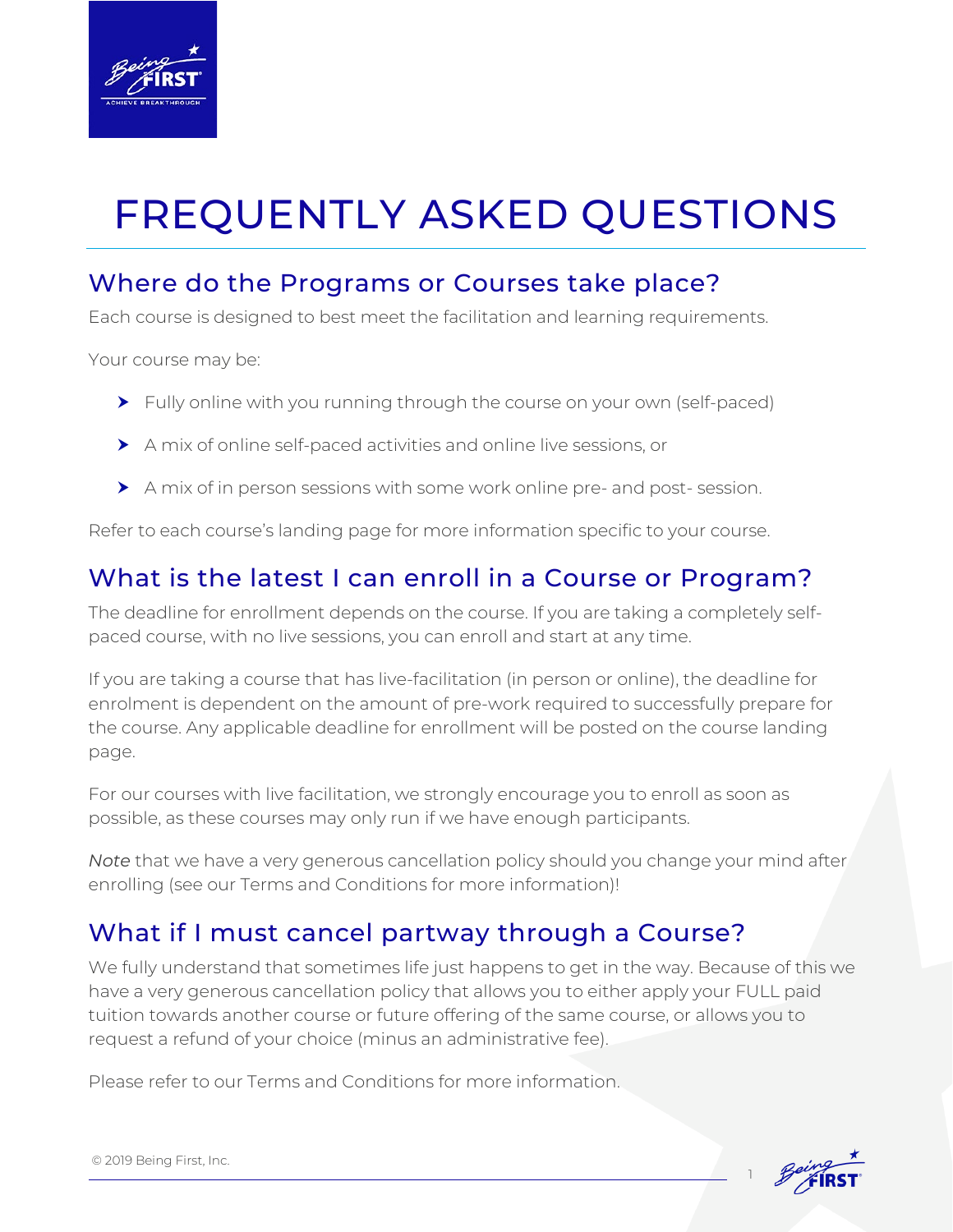# FREQUENTLY ASKED QUESTIONS

## Where do the Programs or Courses take place?

Each course is designed to best meet the facilitation and learning requirements.

Your course may be:

- Fully online with you running through the course on your own (self-paced)
- A mix of online self-paced activities and online live sessions, or
- A mix of in person sessions with some work online pre- and post- session.

Refer to each course's landing page for more information specific to your course.

## What is the latest I can enroll in a Course or Program?

The deadline for enrollment depends on the course. If you are taking a completely self-paced course, with no live sessions, you can enroll and start at any time.

If you are taking a course that has live-facilitation (in person or online), the deadline for enrolment is dependent on the amount of pre-work required to successfully prepare for the course. Any applicable deadline for enrollment will be posted on the course landing page.

For our courses with live facilitation, we strongly encourage you to enroll as soon as possible, as these courses may only run if we have enough participants.

*Note* that we have a very generous cancellation policy should you change your mind after enrolling (see our Terms and Conditions for more information)!

## What if I must cancel partway through a Course?

We fully understand that sometimes life just happens to get in the way. Because of this we have a very generous cancellation policy that allows you to either apply your FULL paid tuition towards another course or future offering of the same course, or allows you to request a refund of your choice (minus an administrative fee).

Please refer to our Terms and Conditions for more information.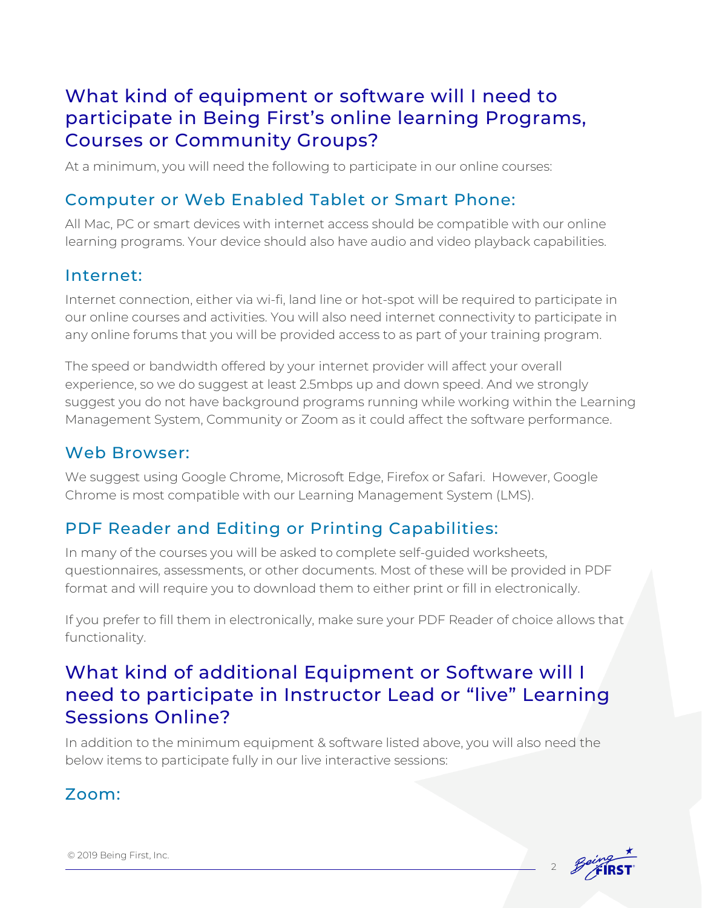## What kind of equipment or software will I need to participate in Being First's online learning Programs, Courses or Community Groups?

At a minimum, you will need the following to participate in our online courses:

### Computer or Web Enabled Tablet or Smart Phone:

All Mac, PC or smart devices with internet access should be compatible with our online learning programs. Your device should also have audio and video playback capabilities.

### Internet:

Internet connection, either via wi-fi, land line or hot-spot will be required to participate in our online courses and activities. You will also need internet connectivity to participate in any online forums that you will be provided access to as part of your training program.

The speed or bandwidth offered by your internet provider will affect your overall experience, so we do suggest at least 2.5mbps up and down speed. And we strongly suggest you do not have background programs running while working within the Learning Management System, Community or Zoom as it could affect the software performance.

### Web Browser:

We suggest using Google Chrome, Microsoft Edge, Firefox or Safari. However, Google Chrome is most compatible with our Learning Management System (LMS).

### PDF Reader and Editing or Printing Capabilities:

In many of the courses you will be asked to complete self-guided worksheets, questionnaires, assessments, or other documents. Most of these will be provided in PDF format and will require you to download them to either print or fill in electronically.

If you prefer to fill them in electronically, make sure your PDF Reader of choice allows that functionality.

## What kind of additional Equipment or Software will I need to participate in Instructor Lead or "live" Learning Sessions Online?

In addition to the minimum equipment & software listed above, you will also need the below items to participate fully in our live interactive sessions:

### Zoom: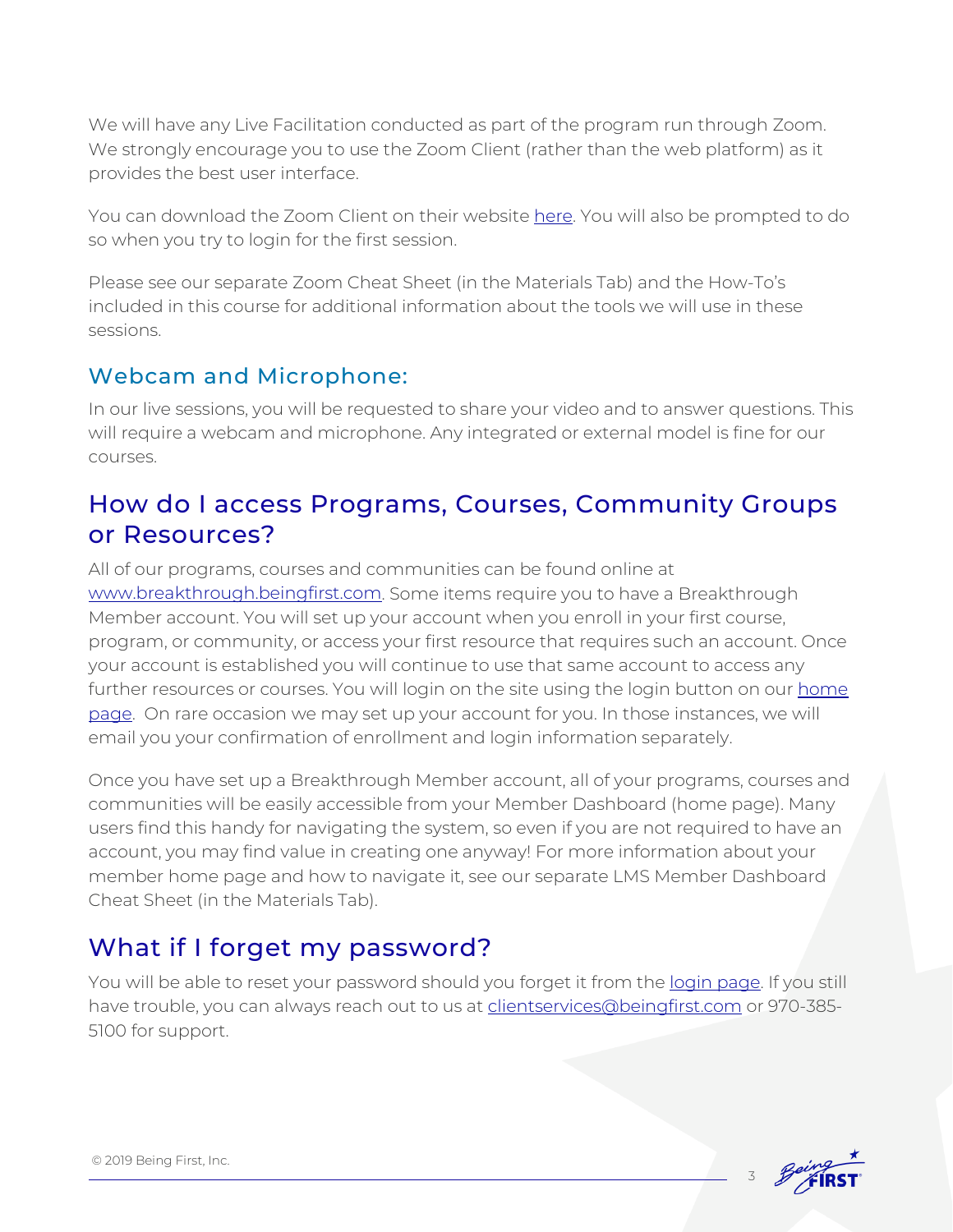We will have any Live Facilitation conducted as part of the program run through Zoom. We strongly encourage you to use the Zoom Client (rather than the web platform) as it provides the best user interface.

You can download the Zoom Client on their website [here](). You will also be prompted to do so when you try to login for the first session.

Please see our separate Zoom Cheat Sheet (in the Materials Tab) and the How-To's included in this course for additional information about the tools we will use in these sessions.

### Webcam and Microphone:

In our live sessions, you will be requested to share your video and to answer questions. This will require a webcam and microphone. Any integrated or external model is fine for our courses.

## How do I access Programs, Courses, Community Groups or Resources?

All of our programs, courses and communities can be found online at www.breakthrough.beingfirst.com. Some items require you to have a Breakthrough Member account. You will set up your account when you enroll in your first course, program, or community, or access your first resource that requires such an account. Once your account is established you will continue to use that same account to access any further resources or courses. You will login on the site using the login button on our home page. On rare occasion we may set up your account for you. In those instances, we will email you your confirmation of enrollment and login information separately.

Once you have set up a Breakthrough Member account, all of your programs, courses and communities will be easily accessible from your Member Dashboard (home page). Many users find this handy for navigating the system, so even if you are not required to have an account, you may find value in creating one anyway! For more information about your member home page and how to navigate it, see our separate LMS Member Dashboard Cheat Sheet (in the Materials Tab).

## What if I forget my password?

You will be able to reset your password should you forget it from the login page. If you still have trouble, you can always reach out to us at clientservices@beingfirst.com or 970-385-5100 for support.

© 2019 Being First, Inc.